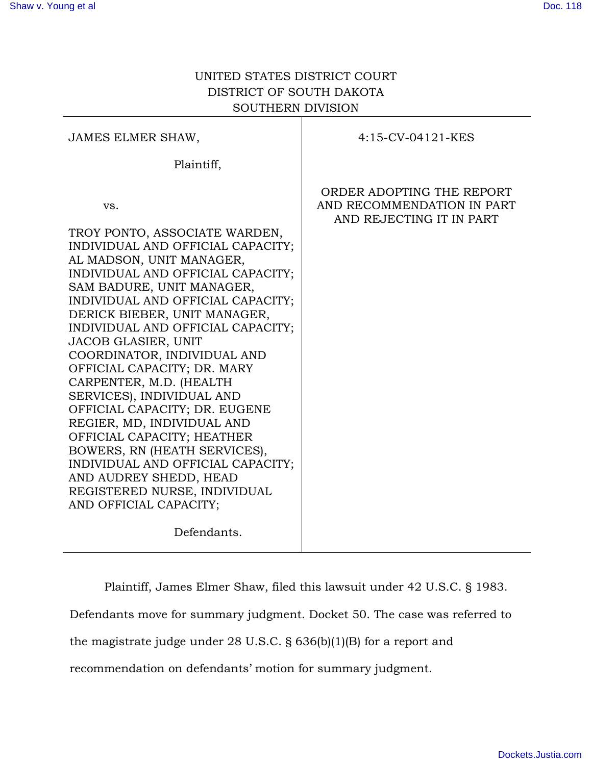UNITED STATES DISTRICT COURT
DISTRICT OF SOUTH DAKOTA
SOUTHERN DIVISION

| | |
|---|---|
| JAMES ELMER SHAW,<br><br>Plaintiff,<br><br>vs.<br><br>TROY PONTO, ASSOCIATE WARDEN, INDIVIDUAL AND OFFICIAL CAPACITY; AL MADSON, UNIT MANAGER, INDIVIDUAL AND OFFICIAL CAPACITY; SAM BADURE, UNIT MANAGER, INDIVIDUAL AND OFFICIAL CAPACITY; DERICK BIEBER, UNIT MANAGER, INDIVIDUAL AND OFFICIAL CAPACITY; JACOB GLASIER, UNIT COORDINATOR, INDIVIDUAL AND OFFICIAL CAPACITY; DR. MARY CARPENTER, M.D. (HEALTH SERVICES), INDIVIDUAL AND OFFICIAL CAPACITY; DR. EUGENE REGIER, MD, INDIVIDUAL AND OFFICIAL CAPACITY; HEATHER BOWERS, RN (HEATH SERVICES), INDIVIDUAL AND OFFICIAL CAPACITY; AND AUDREY SHEDD, HEAD REGISTERED NURSE, INDIVIDUAL AND OFFICIAL CAPACITY;<br><br>Defendants. | 4:15-CV-04121-KES<br><br>ORDER ADOPTING THE REPORT AND RECOMMENDATION IN PART AND REJECTING IT IN PART |

Plaintiff, James Elmer Shaw, filed this lawsuit under 42 U.S.C. § 1983. Defendants move for summary judgment. Docket 50. The case was referred to the magistrate judge under 28 U.S.C. § 636(b)(1)(B) for a report and recommendation on defendants' motion for summary judgment.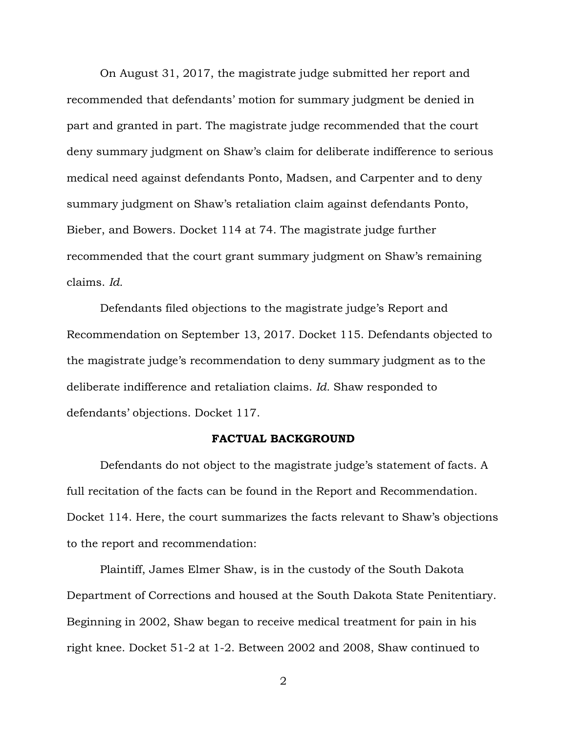On August 31, 2017, the magistrate judge submitted her report and recommended that defendants' motion for summary judgment be denied in part and granted in part. The magistrate judge recommended that the court deny summary judgment on Shaw's claim for deliberate indifference to serious medical need against defendants Ponto, Madsen, and Carpenter and to deny summary judgment on Shaw's retaliation claim against defendants Ponto, Bieber, and Bowers. Docket 114 at 74. The magistrate judge further recommended that the court grant summary judgment on Shaw's remaining claims. *Id.*

Defendants filed objections to the magistrate judge's Report and Recommendation on September 13, 2017. Docket 115. Defendants objected to the magistrate judge's recommendation to deny summary judgment as to the deliberate indifference and retaliation claims. *Id.* Shaw responded to defendants' objections. Docket 117.

**FACTUAL BACKGROUND**

Defendants do not object to the magistrate judge's statement of facts. A full recitation of the facts can be found in the Report and Recommendation. Docket 114. Here, the court summarizes the facts relevant to Shaw's objections to the report and recommendation:

Plaintiff, James Elmer Shaw, is in the custody of the South Dakota Department of Corrections and housed at the South Dakota State Penitentiary. Beginning in 2002, Shaw began to receive medical treatment for pain in his right knee. Docket 51-2 at 1-2. Between 2002 and 2008, Shaw continued to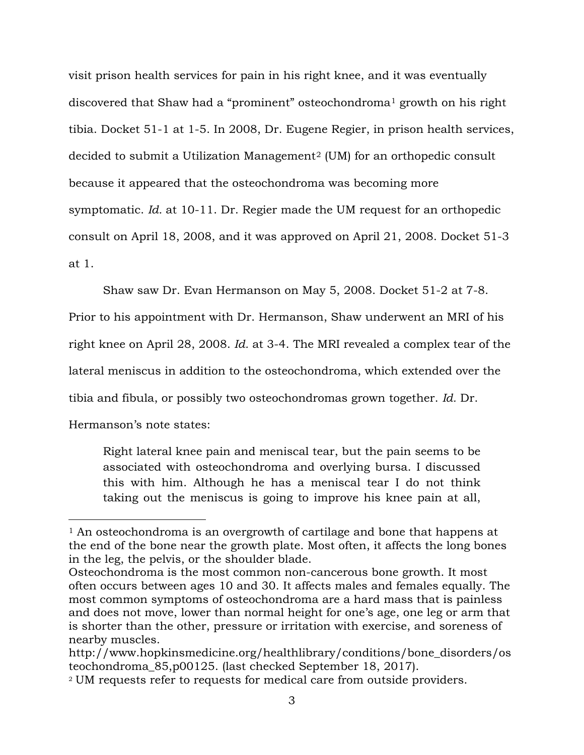visit prison health services for pain in his right knee, and it was eventually discovered that Shaw had a "prominent" osteochondroma[1] growth on his right tibia. Docket 51-1 at 1-5. In 2008, Dr. Eugene Regier, in prison health services, decided to submit a Utilization Management[2] (UM) for an orthopedic consult because it appeared that the osteochondroma was becoming more symptomatic. *Id.* at 10-11. Dr. Regier made the UM request for an orthopedic consult on April 18, 2008, and it was approved on April 21, 2008. Docket 51-3 at 1.

Shaw saw Dr. Evan Hermanson on May 5, 2008. Docket 51-2 at 7-8. Prior to his appointment with Dr. Hermanson, Shaw underwent an MRI of his right knee on April 28, 2008. *Id.* at 3-4. The MRI revealed a complex tear of the lateral meniscus in addition to the osteochondroma, which extended over the tibia and fibula, or possibly two osteochondromas grown together. *Id.* Dr. Hermanson's note states:

> Right lateral knee pain and meniscal tear, but the pain seems to be associated with osteochondroma and overlying bursa. I discussed this with him. Although he has a meniscal tear I do not think taking out the meniscus is going to improve his knee pain at all,

---

[1] An osteochondroma is an overgrowth of cartilage and bone that happens at the end of the bone near the growth plate. Most often, it affects the long bones in the leg, the pelvis, or the shoulder blade.
Osteochondroma is the most common non-cancerous bone growth. It most often occurs between ages 10 and 30. It affects males and females equally. The most common symptoms of osteochondroma are a hard mass that is painless and does not move, lower than normal height for one's age, one leg or arm that is shorter than the other, pressure or irritation with exercise, and soreness of nearby muscles.
http://www.hopkinsmedicine.org/healthlibrary/conditions/bone_disorders/osteochondroma_85,p00125. (last checked September 18, 2017).

[2] UM requests refer to requests for medical care from outside providers.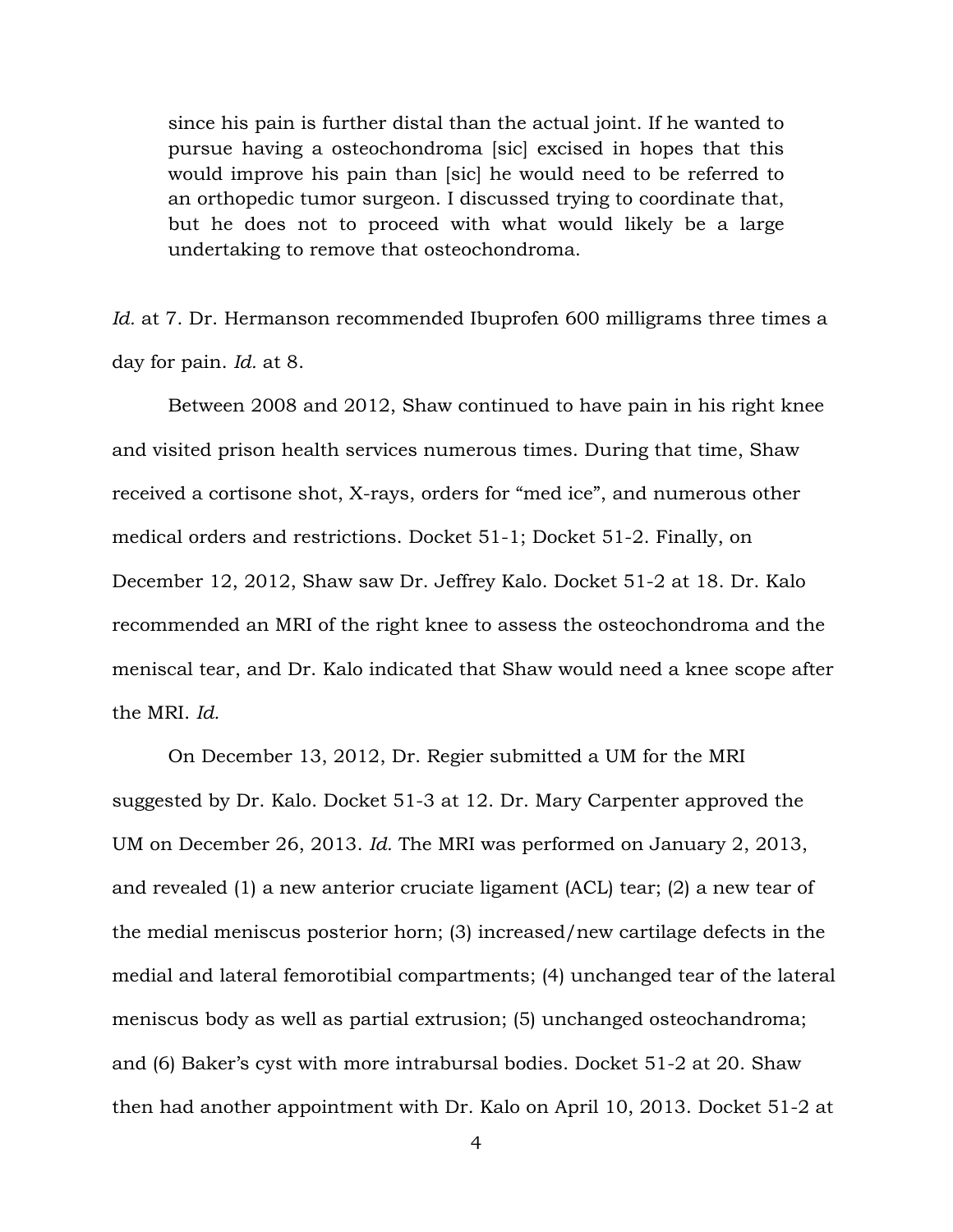> since his pain is further distal than the actual joint. If he wanted to pursue having a osteochondroma [sic] excised in hopes that this would improve his pain than [sic] he would need to be referred to an orthopedic tumor surgeon. I discussed trying to coordinate that, but he does not to proceed with what would likely be a large undertaking to remove that osteochondroma.

*Id.* at 7. Dr. Hermanson recommended Ibuprofen 600 milligrams three times a day for pain. *Id.* at 8.

Between 2008 and 2012, Shaw continued to have pain in his right knee and visited prison health services numerous times. During that time, Shaw received a cortisone shot, X-rays, orders for "med ice", and numerous other medical orders and restrictions. Docket 51-1; Docket 51-2. Finally, on December 12, 2012, Shaw saw Dr. Jeffrey Kalo. Docket 51-2 at 18. Dr. Kalo recommended an MRI of the right knee to assess the osteochondroma and the meniscal tear, and Dr. Kalo indicated that Shaw would need a knee scope after the MRI. *Id.*

On December 13, 2012, Dr. Regier submitted a UM for the MRI suggested by Dr. Kalo. Docket 51-3 at 12. Dr. Mary Carpenter approved the UM on December 26, 2013. *Id.* The MRI was performed on January 2, 2013, and revealed (1) a new anterior cruciate ligament (ACL) tear; (2) a new tear of the medial meniscus posterior horn; (3) increased/new cartilage defects in the medial and lateral femorotibial compartments; (4) unchanged tear of the lateral meniscus body as well as partial extrusion; (5) unchanged osteochandroma; and (6) Baker's cyst with more intrabursal bodies. Docket 51-2 at 20. Shaw then had another appointment with Dr. Kalo on April 10, 2013. Docket 51-2 at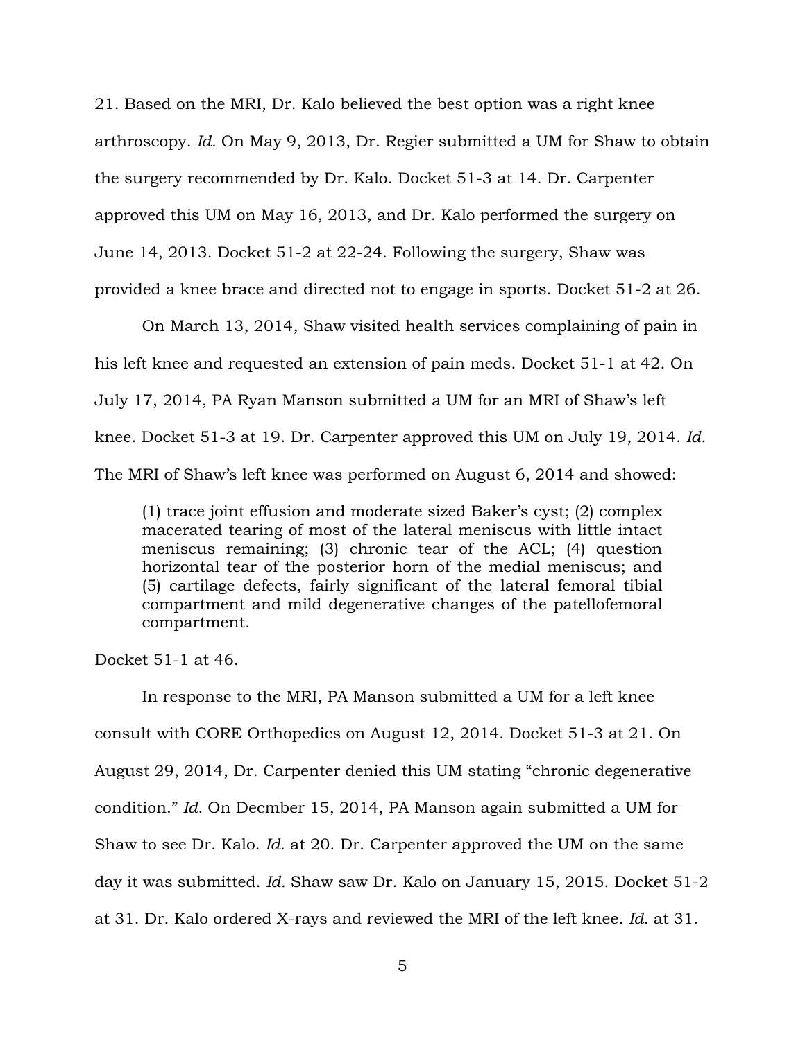21. Based on the MRI, Dr. Kalo believed the best option was a right knee arthroscopy. *Id.* On May 9, 2013, Dr. Regier submitted a UM for Shaw to obtain the surgery recommended by Dr. Kalo. Docket 51-3 at 14. Dr. Carpenter approved this UM on May 16, 2013, and Dr. Kalo performed the surgery on June 14, 2013. Docket 51-2 at 22-24. Following the surgery, Shaw was provided a knee brace and directed not to engage in sports. Docket 51-2 at 26.

On March 13, 2014, Shaw visited health services complaining of pain in his left knee and requested an extension of pain meds. Docket 51-1 at 42. On July 17, 2014, PA Ryan Manson submitted a UM for an MRI of Shaw's left knee. Docket 51-3 at 19. Dr. Carpenter approved this UM on July 19, 2014. *Id.* The MRI of Shaw's left knee was performed on August 6, 2014 and showed:

> (1) trace joint effusion and moderate sized Baker's cyst; (2) complex macerated tearing of most of the lateral meniscus with little intact meniscus remaining; (3) chronic tear of the ACL; (4) question horizontal tear of the posterior horn of the medial meniscus; and (5) cartilage defects, fairly significant of the lateral femoral tibial compartment and mild degenerative changes of the patellofemoral compartment.

Docket 51-1 at 46.

In response to the MRI, PA Manson submitted a UM for a left knee consult with CORE Orthopedics on August 12, 2014. Docket 51-3 at 21. On August 29, 2014, Dr. Carpenter denied this UM stating "chronic degenerative condition." *Id.* On Decmber 15, 2014, PA Manson again submitted a UM for Shaw to see Dr. Kalo. *Id.* at 20. Dr. Carpenter approved the UM on the same day it was submitted. *Id.* Shaw saw Dr. Kalo on January 15, 2015. Docket 51-2 at 31. Dr. Kalo ordered X-rays and reviewed the MRI of the left knee. *Id.* at 31.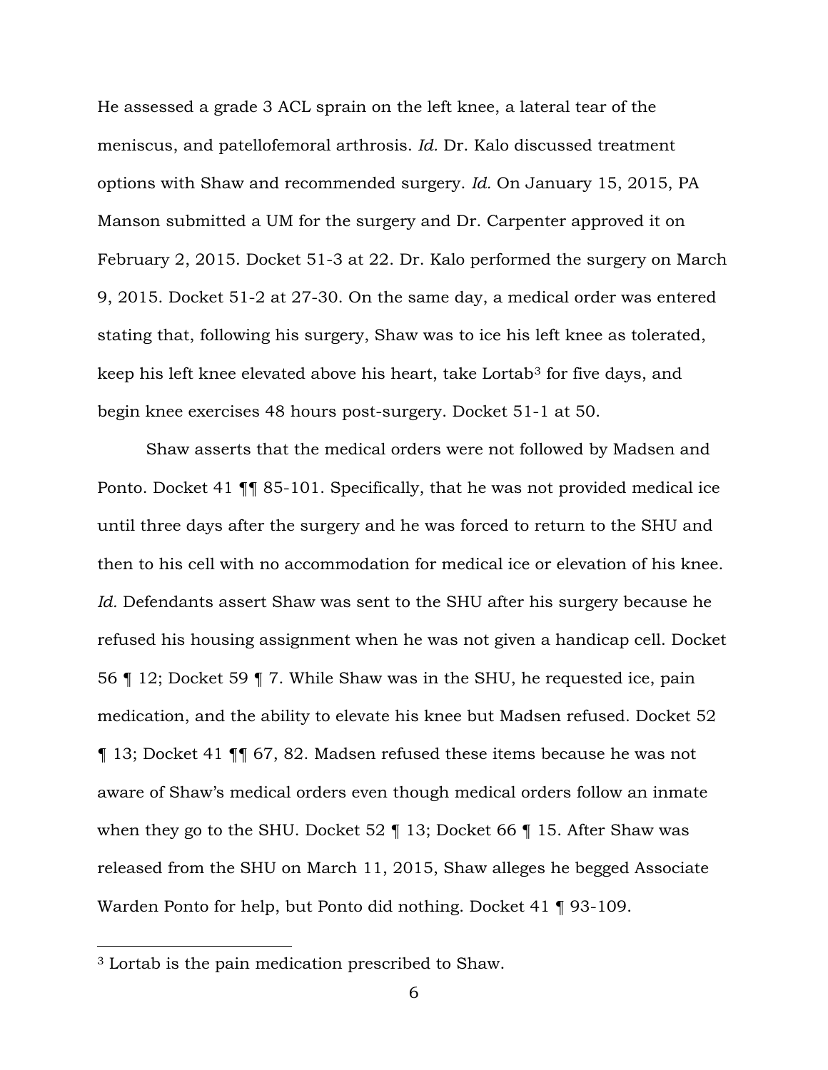He assessed a grade 3 ACL sprain on the left knee, a lateral tear of the meniscus, and patellofemoral arthrosis. *Id.* Dr. Kalo discussed treatment options with Shaw and recommended surgery. *Id.* On January 15, 2015, PA Manson submitted a UM for the surgery and Dr. Carpenter approved it on February 2, 2015. Docket 51-3 at 22. Dr. Kalo performed the surgery on March 9, 2015. Docket 51-2 at 27-30. On the same day, a medical order was entered stating that, following his surgery, Shaw was to ice his left knee as tolerated, keep his left knee elevated above his heart, take Lortab[3] for five days, and begin knee exercises 48 hours post-surgery. Docket 51-1 at 50.

Shaw asserts that the medical orders were not followed by Madsen and Ponto. Docket 41 ¶¶ 85-101. Specifically, that he was not provided medical ice until three days after the surgery and he was forced to return to the SHU and then to his cell with no accommodation for medical ice or elevation of his knee. *Id.* Defendants assert Shaw was sent to the SHU after his surgery because he refused his housing assignment when he was not given a handicap cell. Docket 56 ¶ 12; Docket 59 ¶ 7. While Shaw was in the SHU, he requested ice, pain medication, and the ability to elevate his knee but Madsen refused. Docket 52 ¶ 13; Docket 41 ¶¶ 67, 82. Madsen refused these items because he was not aware of Shaw's medical orders even though medical orders follow an inmate when they go to the SHU. Docket 52 ¶ 13; Docket 66 ¶ 15. After Shaw was released from the SHU on March 11, 2015, Shaw alleges he begged Associate Warden Ponto for help, but Ponto did nothing. Docket 41 ¶ 93-109.

---

[3] Lortab is the pain medication prescribed to Shaw.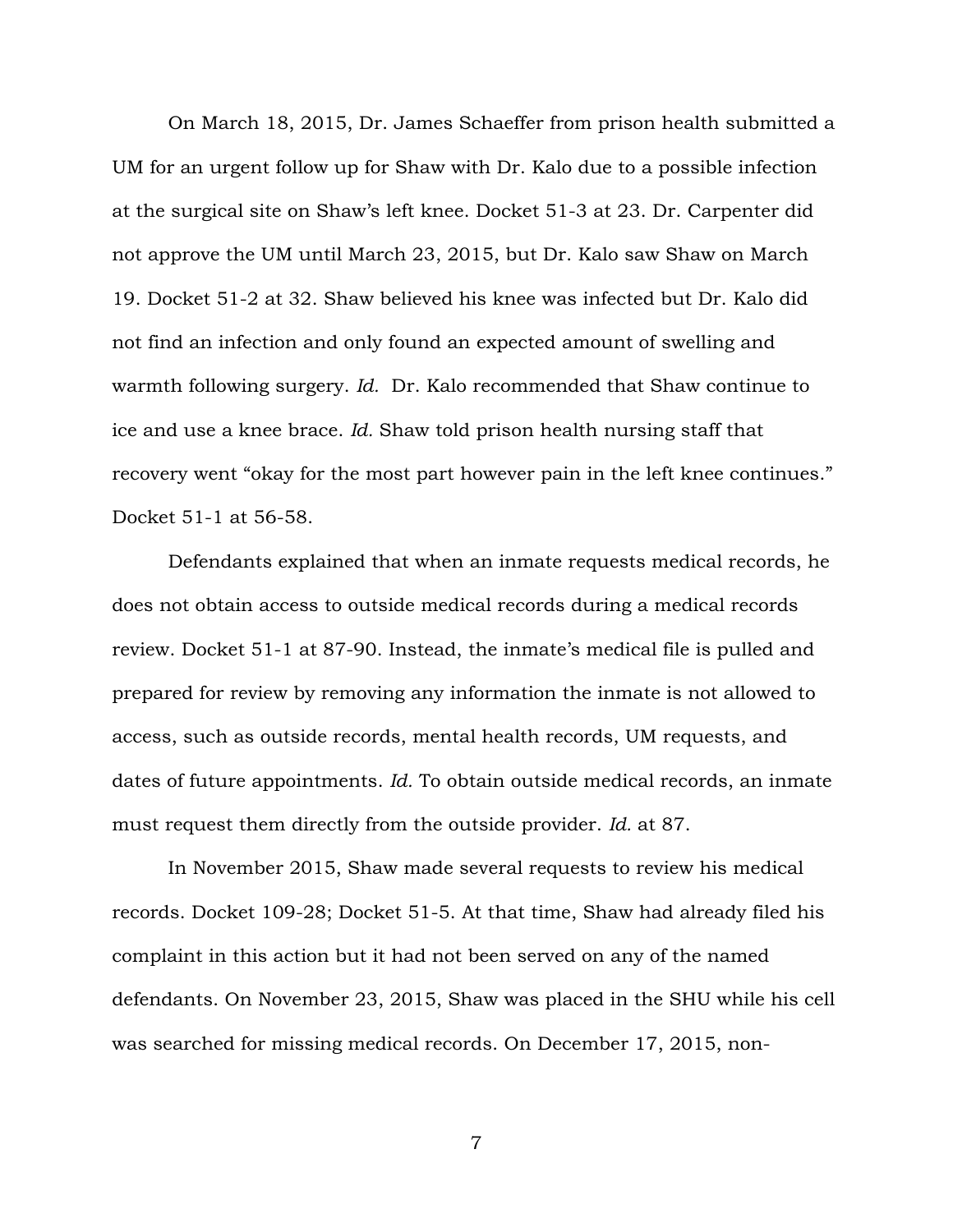On March 18, 2015, Dr. James Schaeffer from prison health submitted a UM for an urgent follow up for Shaw with Dr. Kalo due to a possible infection at the surgical site on Shaw's left knee. Docket 51-3 at 23. Dr. Carpenter did not approve the UM until March 23, 2015, but Dr. Kalo saw Shaw on March 19. Docket 51-2 at 32. Shaw believed his knee was infected but Dr. Kalo did not find an infection and only found an expected amount of swelling and warmth following surgery. *Id.* Dr. Kalo recommended that Shaw continue to ice and use a knee brace. *Id.* Shaw told prison health nursing staff that recovery went "okay for the most part however pain in the left knee continues." Docket 51-1 at 56-58.

Defendants explained that when an inmate requests medical records, he does not obtain access to outside medical records during a medical records review. Docket 51-1 at 87-90. Instead, the inmate's medical file is pulled and prepared for review by removing any information the inmate is not allowed to access, such as outside records, mental health records, UM requests, and dates of future appointments. *Id.* To obtain outside medical records, an inmate must request them directly from the outside provider. *Id.* at 87.

In November 2015, Shaw made several requests to review his medical records. Docket 109-28; Docket 51-5. At that time, Shaw had already filed his complaint in this action but it had not been served on any of the named defendants. On November 23, 2015, Shaw was placed in the SHU while his cell was searched for missing medical records. On December 17, 2015, non-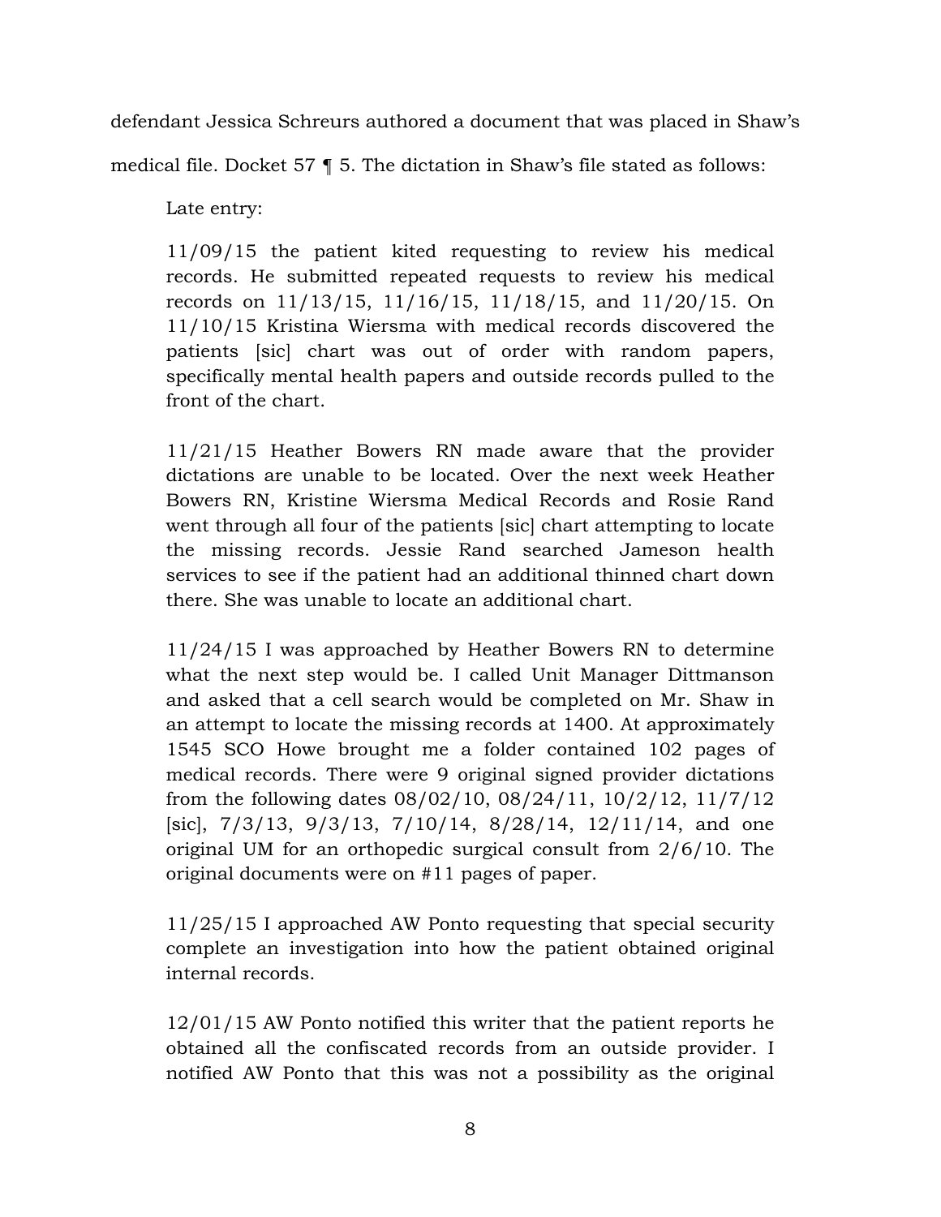defendant Jessica Schreurs authored a document that was placed in Shaw's medical file. Docket 57 ¶ 5. The dictation in Shaw's file stated as follows:

> Late entry:
>
> 11/09/15 the patient kited requesting to review his medical records. He submitted repeated requests to review his medical records on 11/13/15, 11/16/15, 11/18/15, and 11/20/15. On 11/10/15 Kristina Wiersma with medical records discovered the patients [sic] chart was out of order with random papers, specifically mental health papers and outside records pulled to the front of the chart.
>
> 11/21/15 Heather Bowers RN made aware that the provider dictations are unable to be located. Over the next week Heather Bowers RN, Kristine Wiersma Medical Records and Rosie Rand went through all four of the patients [sic] chart attempting to locate the missing records. Jessie Rand searched Jameson health services to see if the patient had an additional thinned chart down there. She was unable to locate an additional chart.
>
> 11/24/15 I was approached by Heather Bowers RN to determine what the next step would be. I called Unit Manager Dittmanson and asked that a cell search would be completed on Mr. Shaw in an attempt to locate the missing records at 1400. At approximately 1545 SCO Howe brought me a folder contained 102 pages of medical records. There were 9 original signed provider dictations from the following dates 08/02/10, 08/24/11, 10/2/12, 11/7/12 [sic], 7/3/13, 9/3/13, 7/10/14, 8/28/14, 12/11/14, and one original UM for an orthopedic surgical consult from 2/6/10. The original documents were on #11 pages of paper.
>
> 11/25/15 I approached AW Ponto requesting that special security complete an investigation into how the patient obtained original internal records.
>
> 12/01/15 AW Ponto notified this writer that the patient reports he obtained all the confiscated records from an outside provider. I notified AW Ponto that this was not a possibility as the original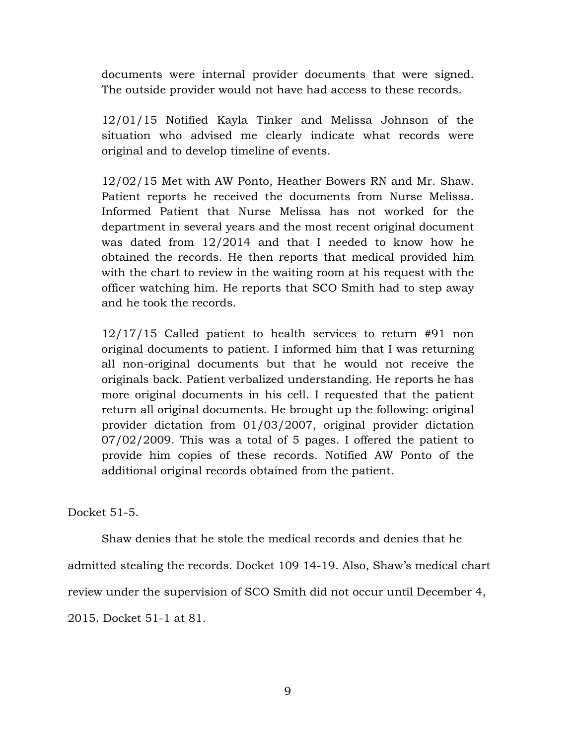documents were internal provider documents that were signed. The outside provider would not have had access to these records.

12/01/15 Notified Kayla Tinker and Melissa Johnson of the situation who advised me clearly indicate what records were original and to develop timeline of events.

12/02/15 Met with AW Ponto, Heather Bowers RN and Mr. Shaw. Patient reports he received the documents from Nurse Melissa. Informed Patient that Nurse Melissa has not worked for the department in several years and the most recent original document was dated from 12/2014 and that I needed to know how he obtained the records. He then reports that medical provided him with the chart to review in the waiting room at his request with the officer watching him. He reports that SCO Smith had to step away and he took the records.

12/17/15 Called patient to health services to return #91 non original documents to patient. I informed him that I was returning all non-original documents but that he would not receive the originals back. Patient verbalized understanding. He reports he has more original documents in his cell. I requested that the patient return all original documents. He brought up the following: original provider dictation from 01/03/2007, original provider dictation 07/02/2009. This was a total of 5 pages. I offered the patient to provide him copies of these records. Notified AW Ponto of the additional original records obtained from the patient.

Docket 51-5.

Shaw denies that he stole the medical records and denies that he admitted stealing the records. Docket 109 14-19. Also, Shaw's medical chart review under the supervision of SCO Smith did not occur until December 4, 2015. Docket 51-1 at 81.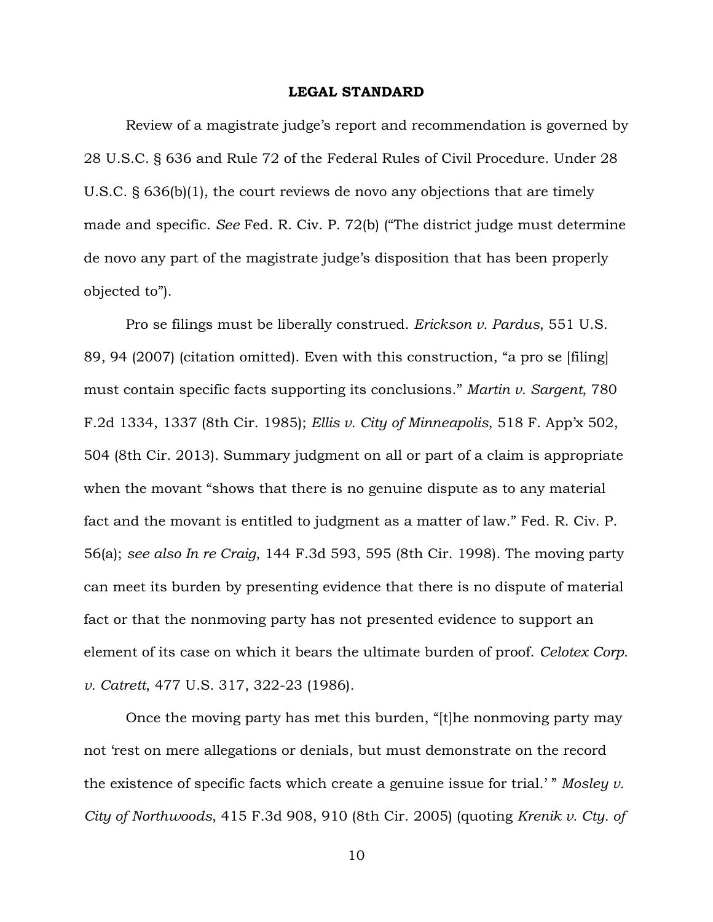**LEGAL STANDARD**

Review of a magistrate judge's report and recommendation is governed by 28 U.S.C. § 636 and Rule 72 of the Federal Rules of Civil Procedure. Under 28 U.S.C. § 636(b)(1), the court reviews de novo any objections that are timely made and specific. *See* Fed. R. Civ. P. 72(b) ("The district judge must determine de novo any part of the magistrate judge's disposition that has been properly objected to").

Pro se filings must be liberally construed. *Erickson v. Pardus*, 551 U.S. 89, 94 (2007) (citation omitted). Even with this construction, "a pro se [filing] must contain specific facts supporting its conclusions." *Martin v. Sargent*, 780 F.2d 1334, 1337 (8th Cir. 1985); *Ellis v. City of Minneapolis*, 518 F. App'x 502, 504 (8th Cir. 2013). Summary judgment on all or part of a claim is appropriate when the movant "shows that there is no genuine dispute as to any material fact and the movant is entitled to judgment as a matter of law." Fed. R. Civ. P. 56(a); *see also In re Craig*, 144 F.3d 593, 595 (8th Cir. 1998). The moving party can meet its burden by presenting evidence that there is no dispute of material fact or that the nonmoving party has not presented evidence to support an element of its case on which it bears the ultimate burden of proof. *Celotex Corp. v. Catrett*, 477 U.S. 317, 322-23 (1986).

Once the moving party has met this burden, "[t]he nonmoving party may not 'rest on mere allegations or denials, but must demonstrate on the record the existence of specific facts which create a genuine issue for trial.' " *Mosley v. City of Northwoods*, 415 F.3d 908, 910 (8th Cir. 2005) (quoting *Krenik v. Cty. of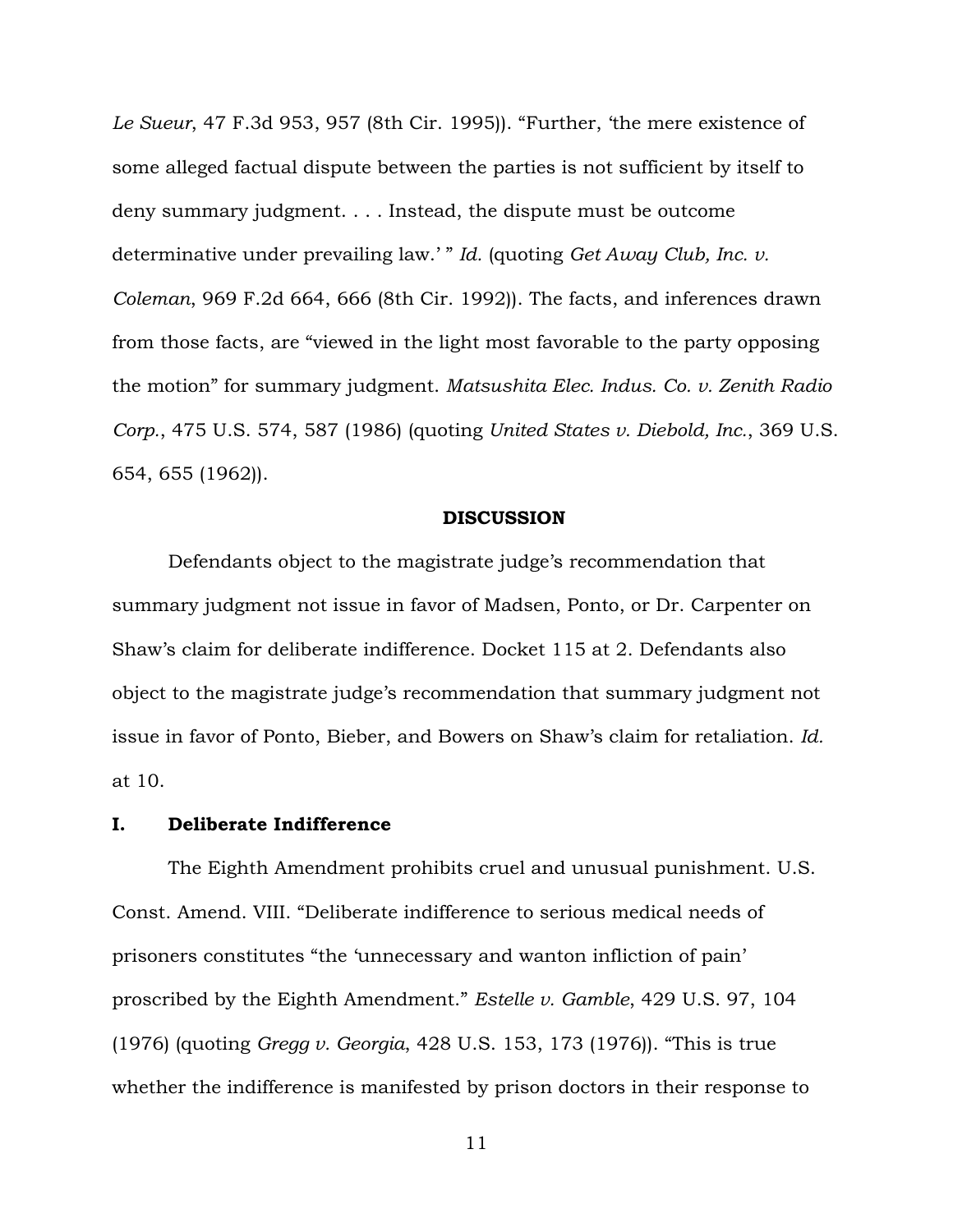*Le Sueur*, 47 F.3d 953, 957 (8th Cir. 1995)). "Further, 'the mere existence of some alleged factual dispute between the parties is not sufficient by itself to deny summary judgment. . . . Instead, the dispute must be outcome determinative under prevailing law.' " *Id.* (quoting *Get Away Club, Inc. v. Coleman*, 969 F.2d 664, 666 (8th Cir. 1992)). The facts, and inferences drawn from those facts, are "viewed in the light most favorable to the party opposing the motion" for summary judgment. *Matsushita Elec. Indus. Co. v. Zenith Radio Corp.*, 475 U.S. 574, 587 (1986) (quoting *United States v. Diebold, Inc.*, 369 U.S. 654, 655 (1962)).

## DISCUSSION

Defendants object to the magistrate judge's recommendation that summary judgment not issue in favor of Madsen, Ponto, or Dr. Carpenter on Shaw's claim for deliberate indifference. Docket 115 at 2. Defendants also object to the magistrate judge's recommendation that summary judgment not issue in favor of Ponto, Bieber, and Bowers on Shaw's claim for retaliation. *Id.* at 10.

### I. Deliberate Indifference

The Eighth Amendment prohibits cruel and unusual punishment. U.S. Const. Amend. VIII. "Deliberate indifference to serious medical needs of prisoners constitutes "the 'unnecessary and wanton infliction of pain' proscribed by the Eighth Amendment." *Estelle v. Gamble*, 429 U.S. 97, 104 (1976) (quoting *Gregg v. Georgia*, 428 U.S. 153, 173 (1976)). "This is true whether the indifference is manifested by prison doctors in their response to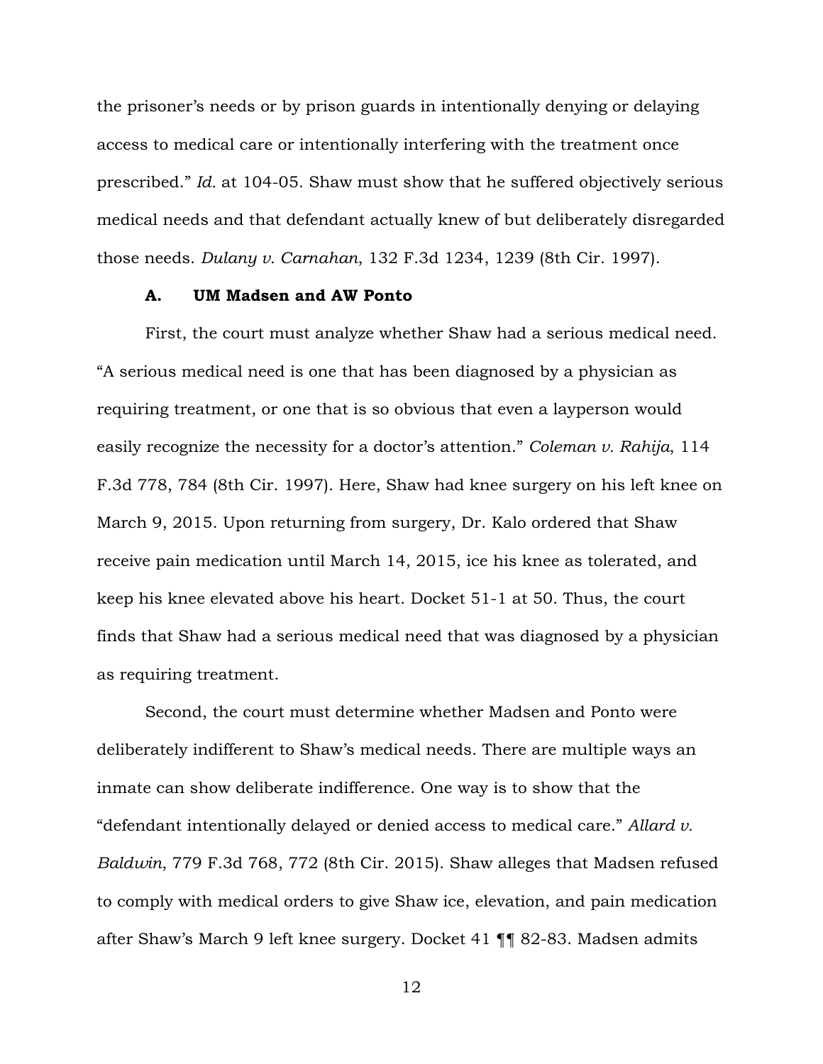the prisoner's needs or by prison guards in intentionally denying or delaying access to medical care or intentionally interfering with the treatment once prescribed." *Id.* at 104-05. Shaw must show that he suffered objectively serious medical needs and that defendant actually knew of but deliberately disregarded those needs. *Dulany v. Carnahan*, 132 F.3d 1234, 1239 (8th Cir. 1997).

### A. UM Madsen and AW Ponto

First, the court must analyze whether Shaw had a serious medical need. "A serious medical need is one that has been diagnosed by a physician as requiring treatment, or one that is so obvious that even a layperson would easily recognize the necessity for a doctor's attention." *Coleman v. Rahija*, 114 F.3d 778, 784 (8th Cir. 1997). Here, Shaw had knee surgery on his left knee on March 9, 2015. Upon returning from surgery, Dr. Kalo ordered that Shaw receive pain medication until March 14, 2015, ice his knee as tolerated, and keep his knee elevated above his heart. Docket 51-1 at 50. Thus, the court finds that Shaw had a serious medical need that was diagnosed by a physician as requiring treatment.

Second, the court must determine whether Madsen and Ponto were deliberately indifferent to Shaw's medical needs. There are multiple ways an inmate can show deliberate indifference. One way is to show that the "defendant intentionally delayed or denied access to medical care." *Allard v. Baldwin*, 779 F.3d 768, 772 (8th Cir. 2015). Shaw alleges that Madsen refused to comply with medical orders to give Shaw ice, elevation, and pain medication after Shaw's March 9 left knee surgery. Docket 41 ¶¶ 82-83. Madsen admits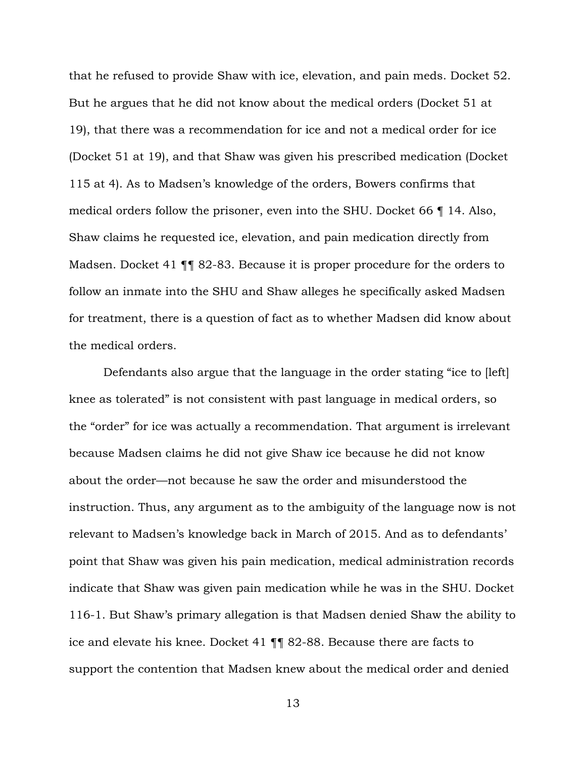that he refused to provide Shaw with ice, elevation, and pain meds. Docket 52. But he argues that he did not know about the medical orders (Docket 51 at 19), that there was a recommendation for ice and not a medical order for ice (Docket 51 at 19), and that Shaw was given his prescribed medication (Docket 115 at 4). As to Madsen's knowledge of the orders, Bowers confirms that medical orders follow the prisoner, even into the SHU. Docket 66 ¶ 14. Also, Shaw claims he requested ice, elevation, and pain medication directly from Madsen. Docket 41 ¶¶ 82-83. Because it is proper procedure for the orders to follow an inmate into the SHU and Shaw alleges he specifically asked Madsen for treatment, there is a question of fact as to whether Madsen did know about the medical orders.

Defendants also argue that the language in the order stating "ice to [left] knee as tolerated" is not consistent with past language in medical orders, so the "order" for ice was actually a recommendation. That argument is irrelevant because Madsen claims he did not give Shaw ice because he did not know about the order—not because he saw the order and misunderstood the instruction. Thus, any argument as to the ambiguity of the language now is not relevant to Madsen's knowledge back in March of 2015. And as to defendants' point that Shaw was given his pain medication, medical administration records indicate that Shaw was given pain medication while he was in the SHU. Docket 116-1. But Shaw's primary allegation is that Madsen denied Shaw the ability to ice and elevate his knee. Docket 41 ¶¶ 82-88. Because there are facts to support the contention that Madsen knew about the medical order and denied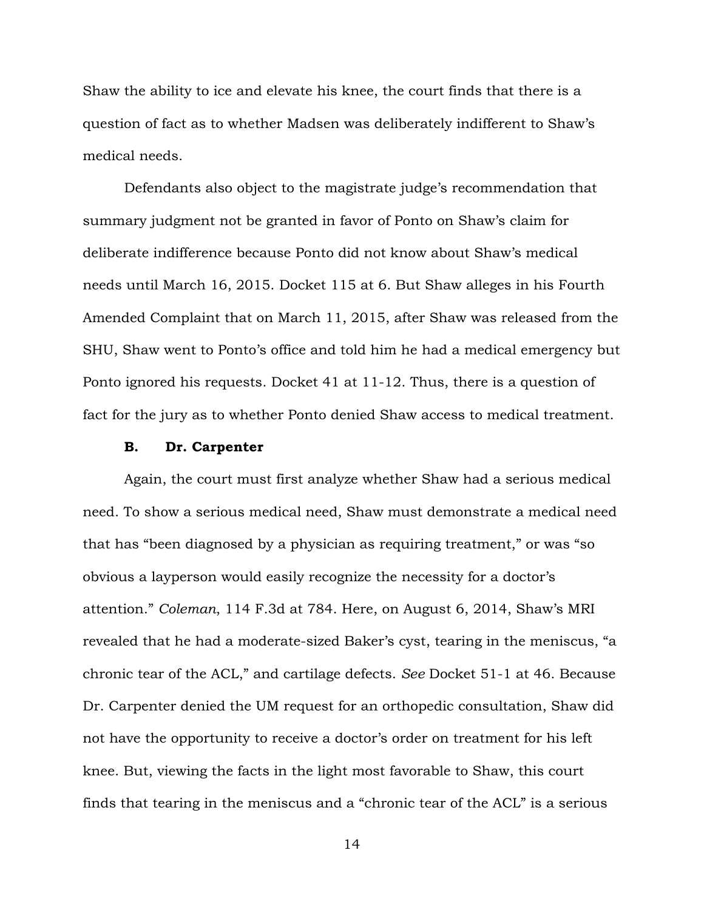Shaw the ability to ice and elevate his knee, the court finds that there is a question of fact as to whether Madsen was deliberately indifferent to Shaw's medical needs.

Defendants also object to the magistrate judge's recommendation that summary judgment not be granted in favor of Ponto on Shaw's claim for deliberate indifference because Ponto did not know about Shaw's medical needs until March 16, 2015. Docket 115 at 6. But Shaw alleges in his Fourth Amended Complaint that on March 11, 2015, after Shaw was released from the SHU, Shaw went to Ponto's office and told him he had a medical emergency but Ponto ignored his requests. Docket 41 at 11-12. Thus, there is a question of fact for the jury as to whether Ponto denied Shaw access to medical treatment.

### B. Dr. Carpenter

Again, the court must first analyze whether Shaw had a serious medical need. To show a serious medical need, Shaw must demonstrate a medical need that has "been diagnosed by a physician as requiring treatment," or was "so obvious a layperson would easily recognize the necessity for a doctor's attention." *Coleman*, 114 F.3d at 784. Here, on August 6, 2014, Shaw's MRI revealed that he had a moderate-sized Baker's cyst, tearing in the meniscus, "a chronic tear of the ACL," and cartilage defects. *See* Docket 51-1 at 46. Because Dr. Carpenter denied the UM request for an orthopedic consultation, Shaw did not have the opportunity to receive a doctor's order on treatment for his left knee. But, viewing the facts in the light most favorable to Shaw, this court finds that tearing in the meniscus and a "chronic tear of the ACL" is a serious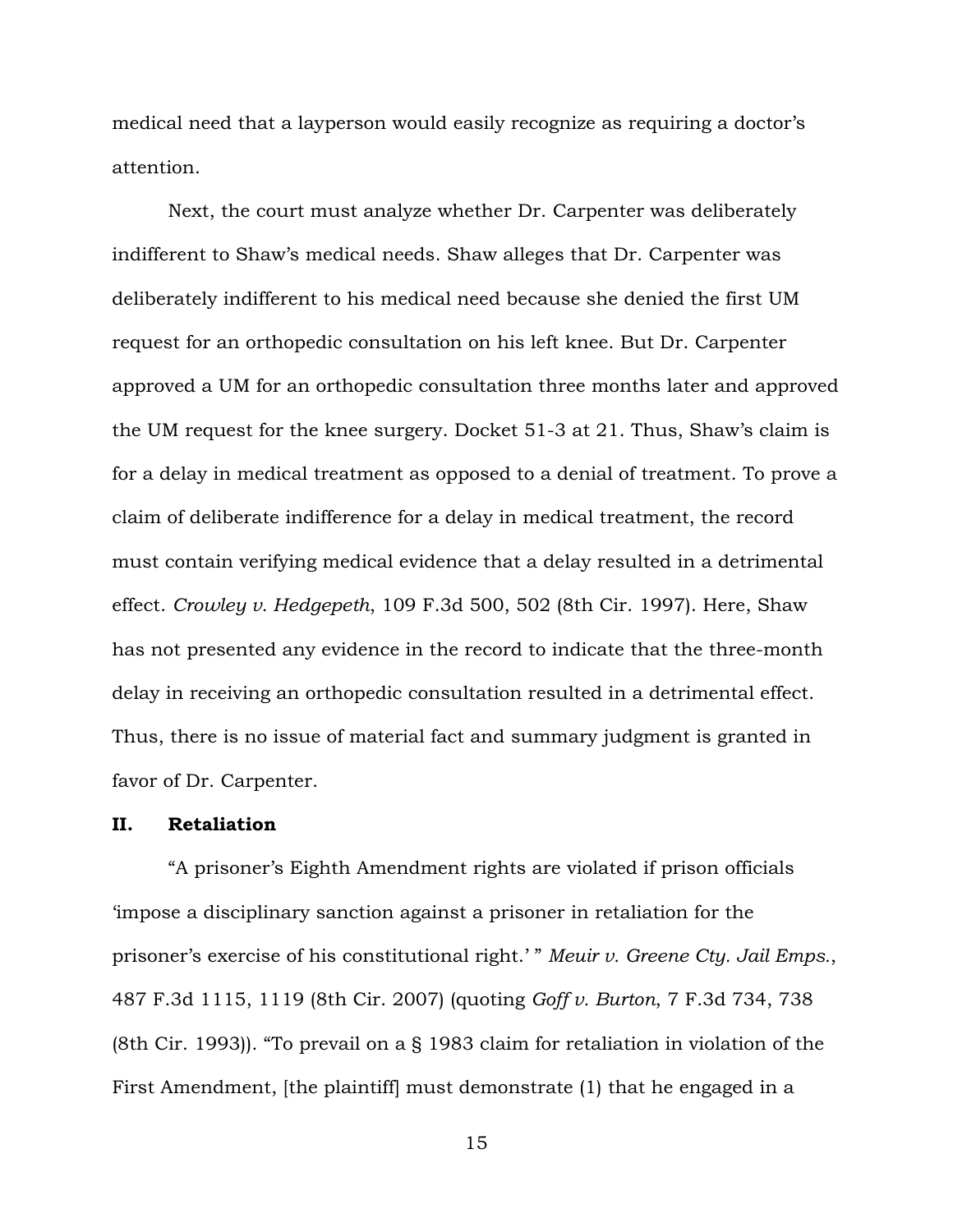medical need that a layperson would easily recognize as requiring a doctor's attention.

Next, the court must analyze whether Dr. Carpenter was deliberately indifferent to Shaw's medical needs. Shaw alleges that Dr. Carpenter was deliberately indifferent to his medical need because she denied the first UM request for an orthopedic consultation on his left knee. But Dr. Carpenter approved a UM for an orthopedic consultation three months later and approved the UM request for the knee surgery. Docket 51-3 at 21. Thus, Shaw's claim is for a delay in medical treatment as opposed to a denial of treatment. To prove a claim of deliberate indifference for a delay in medical treatment, the record must contain verifying medical evidence that a delay resulted in a detrimental effect. *Crowley v. Hedgepeth*, 109 F.3d 500, 502 (8th Cir. 1997). Here, Shaw has not presented any evidence in the record to indicate that the three-month delay in receiving an orthopedic consultation resulted in a detrimental effect. Thus, there is no issue of material fact and summary judgment is granted in favor of Dr. Carpenter.

## II. Retaliation

"A prisoner's Eighth Amendment rights are violated if prison officials 'impose a disciplinary sanction against a prisoner in retaliation for the prisoner's exercise of his constitutional right.' " *Meuir v. Greene Cty. Jail Emps.*, 487 F.3d 1115, 1119 (8th Cir. 2007) (quoting *Goff v. Burton*, 7 F.3d 734, 738 (8th Cir. 1993)). "To prevail on a § 1983 claim for retaliation in violation of the First Amendment, [the plaintiff] must demonstrate (1) that he engaged in a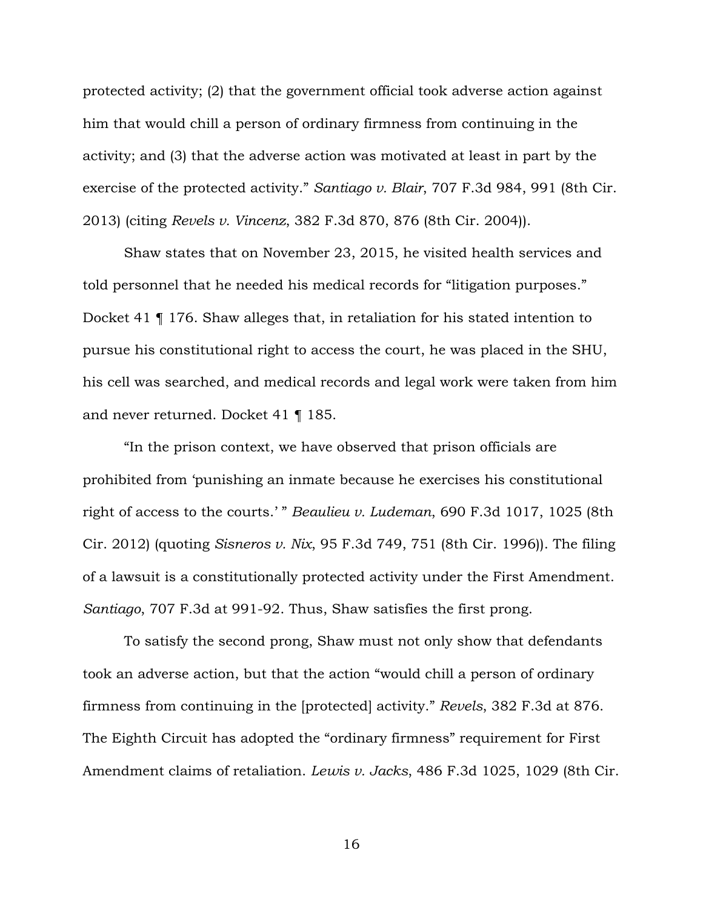protected activity; (2) that the government official took adverse action against him that would chill a person of ordinary firmness from continuing in the activity; and (3) that the adverse action was motivated at least in part by the exercise of the protected activity." *Santiago v. Blair*, 707 F.3d 984, 991 (8th Cir. 2013) (citing *Revels v. Vincenz*, 382 F.3d 870, 876 (8th Cir. 2004)).

Shaw states that on November 23, 2015, he visited health services and told personnel that he needed his medical records for "litigation purposes." Docket 41 ¶ 176. Shaw alleges that, in retaliation for his stated intention to pursue his constitutional right to access the court, he was placed in the SHU, his cell was searched, and medical records and legal work were taken from him and never returned. Docket 41 ¶ 185.

"In the prison context, we have observed that prison officials are prohibited from 'punishing an inmate because he exercises his constitutional right of access to the courts.' " *Beaulieu v. Ludeman*, 690 F.3d 1017, 1025 (8th Cir. 2012) (quoting *Sisneros v. Nix*, 95 F.3d 749, 751 (8th Cir. 1996)). The filing of a lawsuit is a constitutionally protected activity under the First Amendment. *Santiago*, 707 F.3d at 991-92. Thus, Shaw satisfies the first prong.

To satisfy the second prong, Shaw must not only show that defendants took an adverse action, but that the action "would chill a person of ordinary firmness from continuing in the [protected] activity." *Revels*, 382 F.3d at 876. The Eighth Circuit has adopted the "ordinary firmness" requirement for First Amendment claims of retaliation. *Lewis v. Jacks*, 486 F.3d 1025, 1029 (8th Cir.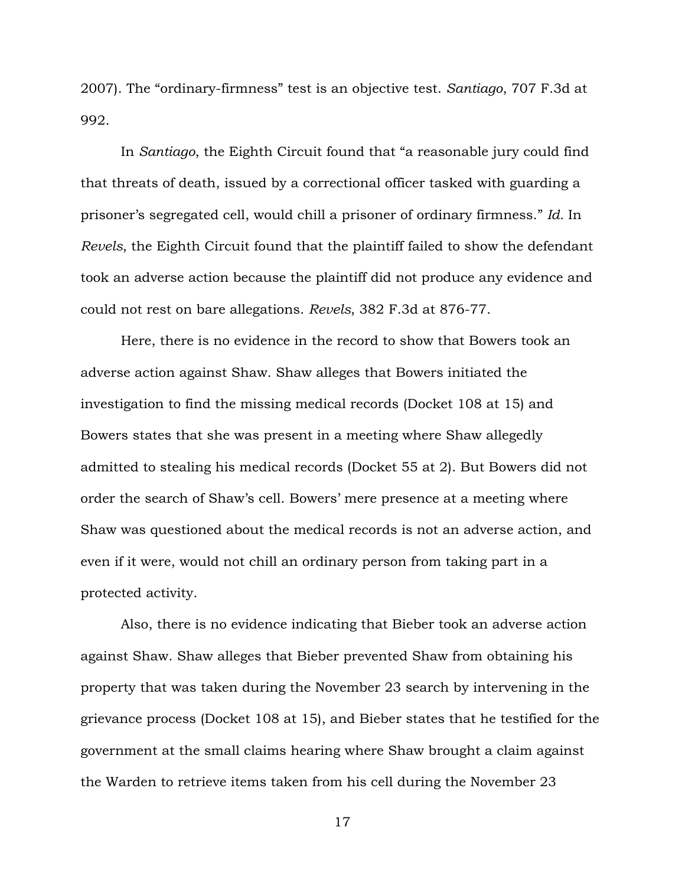2007). The "ordinary-firmness" test is an objective test. *Santiago*, 707 F.3d at 992.

In *Santiago*, the Eighth Circuit found that "a reasonable jury could find that threats of death, issued by a correctional officer tasked with guarding a prisoner's segregated cell, would chill a prisoner of ordinary firmness." *Id.* In *Revels*, the Eighth Circuit found that the plaintiff failed to show the defendant took an adverse action because the plaintiff did not produce any evidence and could not rest on bare allegations. *Revels*, 382 F.3d at 876-77.

Here, there is no evidence in the record to show that Bowers took an adverse action against Shaw. Shaw alleges that Bowers initiated the investigation to find the missing medical records (Docket 108 at 15) and Bowers states that she was present in a meeting where Shaw allegedly admitted to stealing his medical records (Docket 55 at 2). But Bowers did not order the search of Shaw's cell. Bowers' mere presence at a meeting where Shaw was questioned about the medical records is not an adverse action, and even if it were, would not chill an ordinary person from taking part in a protected activity.

Also, there is no evidence indicating that Bieber took an adverse action against Shaw. Shaw alleges that Bieber prevented Shaw from obtaining his property that was taken during the November 23 search by intervening in the grievance process (Docket 108 at 15), and Bieber states that he testified for the government at the small claims hearing where Shaw brought a claim against the Warden to retrieve items taken from his cell during the November 23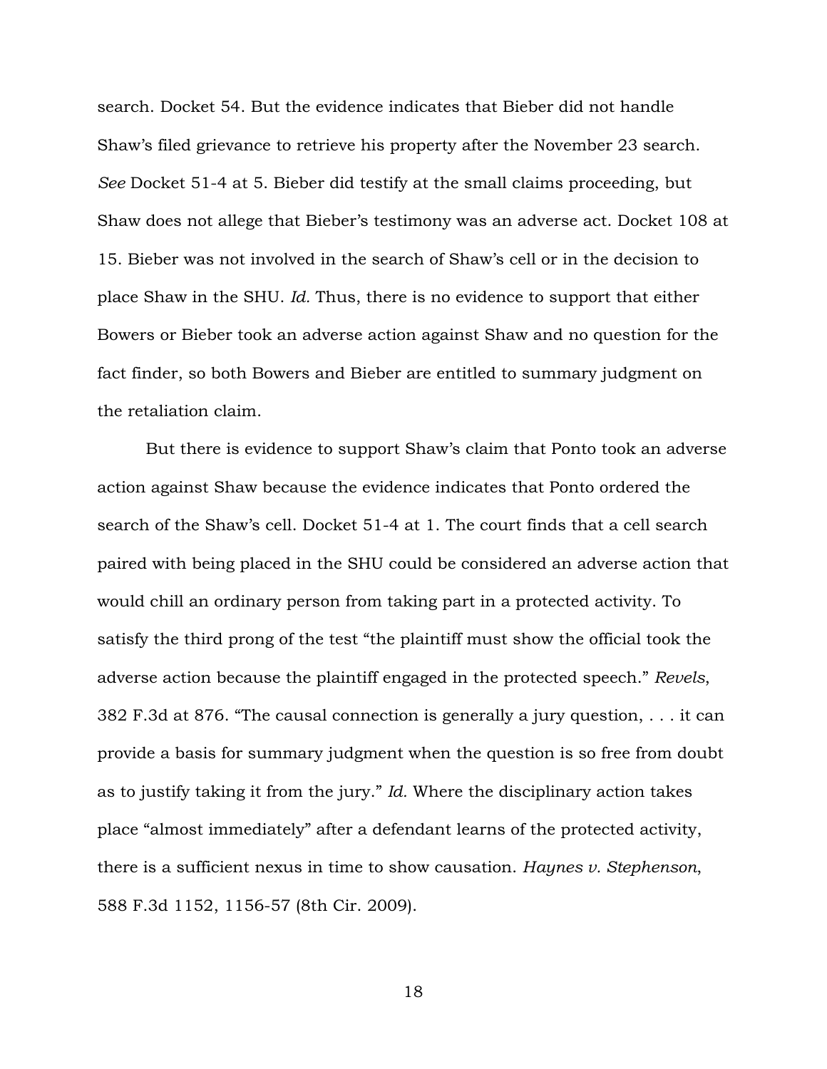search. Docket 54. But the evidence indicates that Bieber did not handle Shaw's filed grievance to retrieve his property after the November 23 search. *See* Docket 51-4 at 5. Bieber did testify at the small claims proceeding, but Shaw does not allege that Bieber's testimony was an adverse act. Docket 108 at 15. Bieber was not involved in the search of Shaw's cell or in the decision to place Shaw in the SHU. *Id.* Thus, there is no evidence to support that either Bowers or Bieber took an adverse action against Shaw and no question for the fact finder, so both Bowers and Bieber are entitled to summary judgment on the retaliation claim.

But there is evidence to support Shaw's claim that Ponto took an adverse action against Shaw because the evidence indicates that Ponto ordered the search of the Shaw's cell. Docket 51-4 at 1. The court finds that a cell search paired with being placed in the SHU could be considered an adverse action that would chill an ordinary person from taking part in a protected activity. To satisfy the third prong of the test "the plaintiff must show the official took the adverse action because the plaintiff engaged in the protected speech." *Revels*, 382 F.3d at 876. "The causal connection is generally a jury question, . . . it can provide a basis for summary judgment when the question is so free from doubt as to justify taking it from the jury." *Id.* Where the disciplinary action takes place "almost immediately" after a defendant learns of the protected activity, there is a sufficient nexus in time to show causation. *Haynes v. Stephenson*, 588 F.3d 1152, 1156-57 (8th Cir. 2009).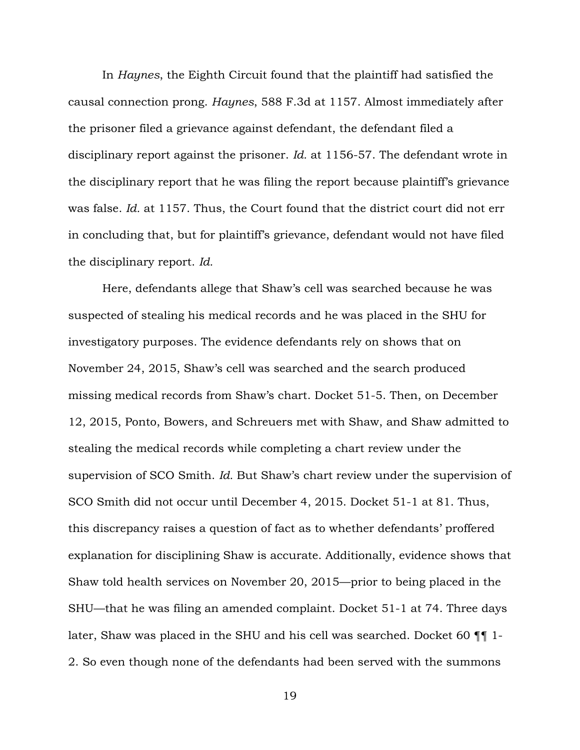In *Haynes*, the Eighth Circuit found that the plaintiff had satisfied the causal connection prong. *Haynes*, 588 F.3d at 1157. Almost immediately after the prisoner filed a grievance against defendant, the defendant filed a disciplinary report against the prisoner. *Id.* at 1156-57. The defendant wrote in the disciplinary report that he was filing the report because plaintiff's grievance was false. *Id.* at 1157. Thus, the Court found that the district court did not err in concluding that, but for plaintiff's grievance, defendant would not have filed the disciplinary report. *Id.*

Here, defendants allege that Shaw's cell was searched because he was suspected of stealing his medical records and he was placed in the SHU for investigatory purposes. The evidence defendants rely on shows that on November 24, 2015, Shaw's cell was searched and the search produced missing medical records from Shaw's chart. Docket 51-5. Then, on December 12, 2015, Ponto, Bowers, and Schreuers met with Shaw, and Shaw admitted to stealing the medical records while completing a chart review under the supervision of SCO Smith. *Id.* But Shaw's chart review under the supervision of SCO Smith did not occur until December 4, 2015. Docket 51-1 at 81. Thus, this discrepancy raises a question of fact as to whether defendants' proffered explanation for disciplining Shaw is accurate. Additionally, evidence shows that Shaw told health services on November 20, 2015—prior to being placed in the SHU—that he was filing an amended complaint. Docket 51-1 at 74. Three days later, Shaw was placed in the SHU and his cell was searched. Docket 60 ¶¶ 1-2. So even though none of the defendants had been served with the summons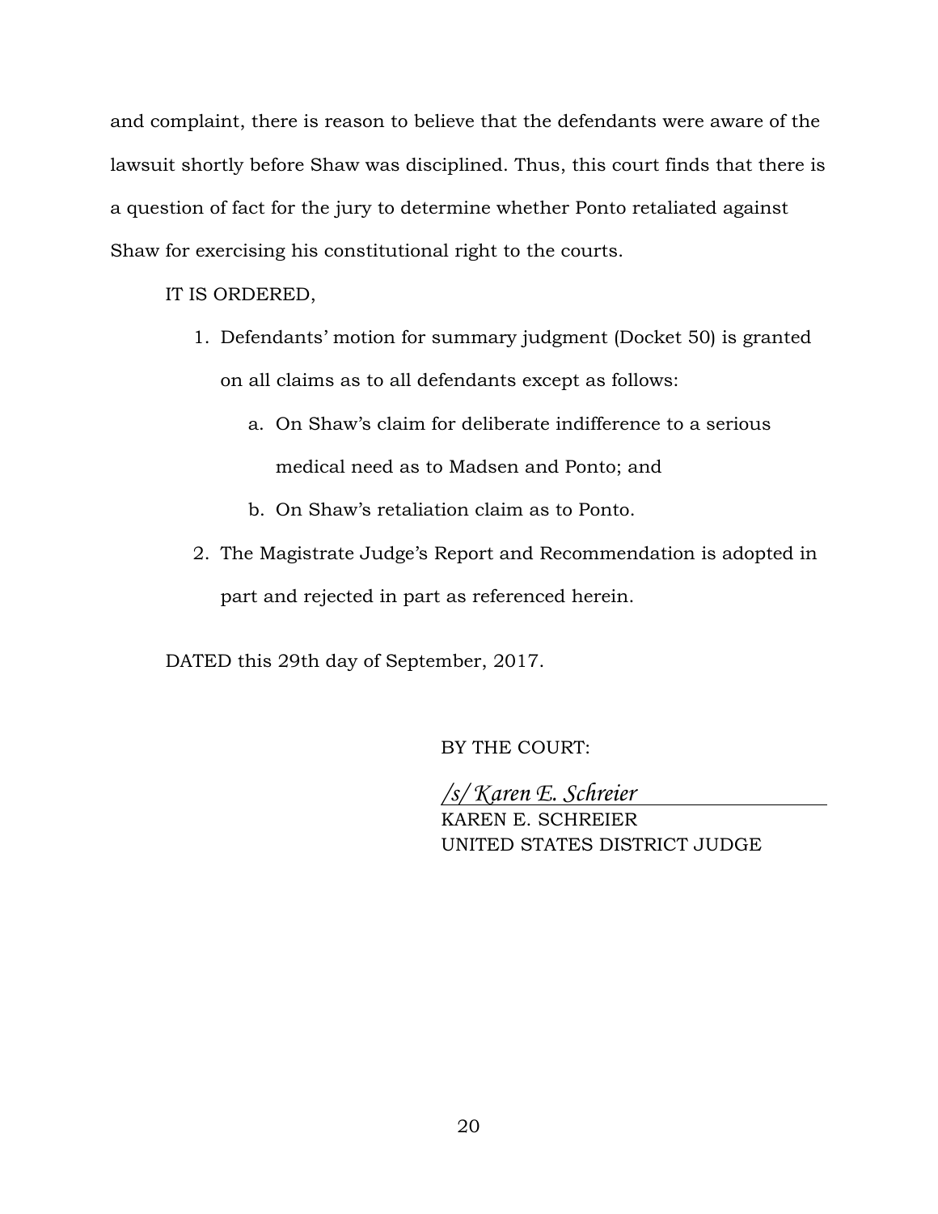and complaint, there is reason to believe that the defendants were aware of the lawsuit shortly before Shaw was disciplined. Thus, this court finds that there is a question of fact for the jury to determine whether Ponto retaliated against Shaw for exercising his constitutional right to the courts.

IT IS ORDERED,

1. Defendants' motion for summary judgment (Docket 50) is granted on all claims as to all defendants except as follows:
   a. On Shaw's claim for deliberate indifference to a serious medical need as to Madsen and Ponto; and
   b. On Shaw's retaliation claim as to Ponto.
2. The Magistrate Judge's Report and Recommendation is adopted in part and rejected in part as referenced herein.

DATED this 29th day of September, 2017.

BY THE COURT:

*/s/ Karen E. Schreier*
KAREN E. SCHREIER
UNITED STATES DISTRICT JUDGE